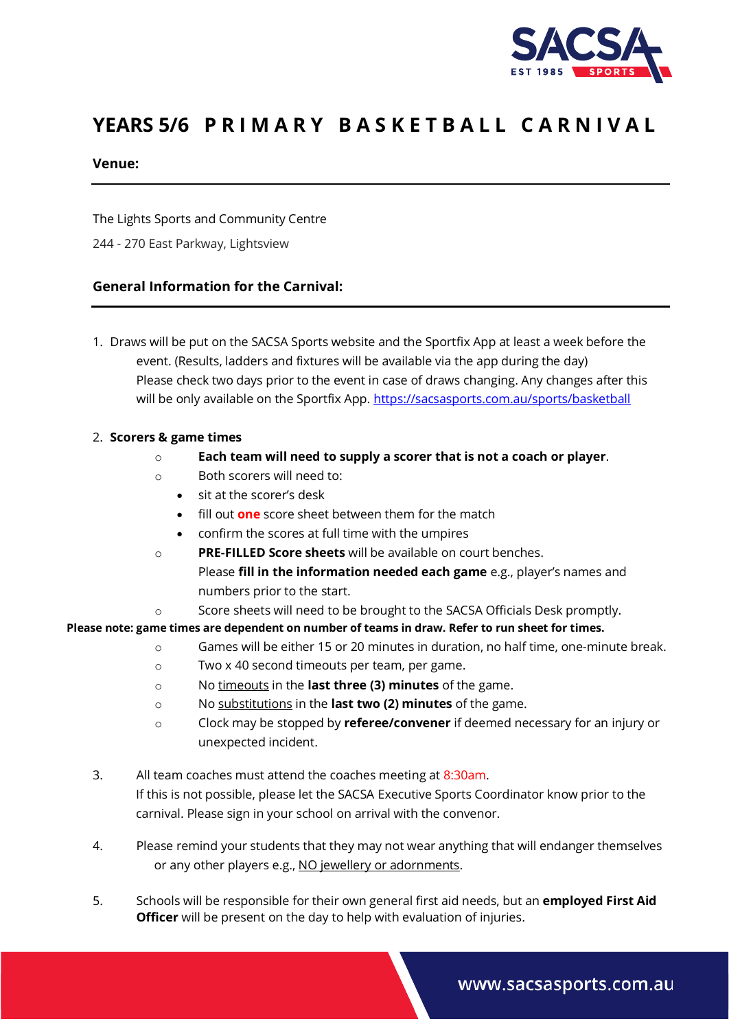# YEARS 5/6 PRIMARY BASKETBALL CARNIVAL

## Venue:

The Lights Sports and Community Centre

244 - 270 East Parkway, Lightsview

## General Information for the Carnival:

1. Draws will be put on the SACSA Sports website and the Sportfix App at least a week before the event. (Results, ladders and fixtures will be available via the app during the day) Please check two days prior to the event in case of draws changing. Any changes after this will be only available on the Sportfix App. https://sacsasports.com.au/sports/basketball

2. **Scorers & game times**
   - **Each team will need to supply a scorer that is not a coach or player**.
   - Both scorers will need to:
     - sit at the scorer's desk
     - fill out **one** score sheet between them for the match
     - confirm the scores at full time with the umpires
   - **PRE-FILLED Score sheets** will be available on court benches. Please **fill in the information needed each game** e.g., player's names and numbers prior to the start.
   - Score sheets will need to be brought to the SACSA Officials Desk promptly.

   **Please note: game times are dependent on number of teams in draw. Refer to run sheet for times.**

   - Games will be either 15 or 20 minutes in duration, no half time, one-minute break.
   - Two x 40 second timeouts per team, per game.
   - No timeouts in the **last three (3) minutes** of the game.
   - No substitutions in the **last two (2) minutes** of the game.
   - Clock may be stopped by **referee/convener** if deemed necessary for an injury or unexpected incident.

3. All team coaches must attend the coaches meeting at 8:30am. If this is not possible, please let the SACSA Executive Sports Coordinator know prior to the carnival. Please sign in your school on arrival with the convenor.

4. Please remind your students that they may not wear anything that will endanger themselves or any other players e.g., NO jewellery or adornments.

5. Schools will be responsible for their own general first aid needs, but an **employed First Aid Officer** will be present on the day to help with evaluation of injuries.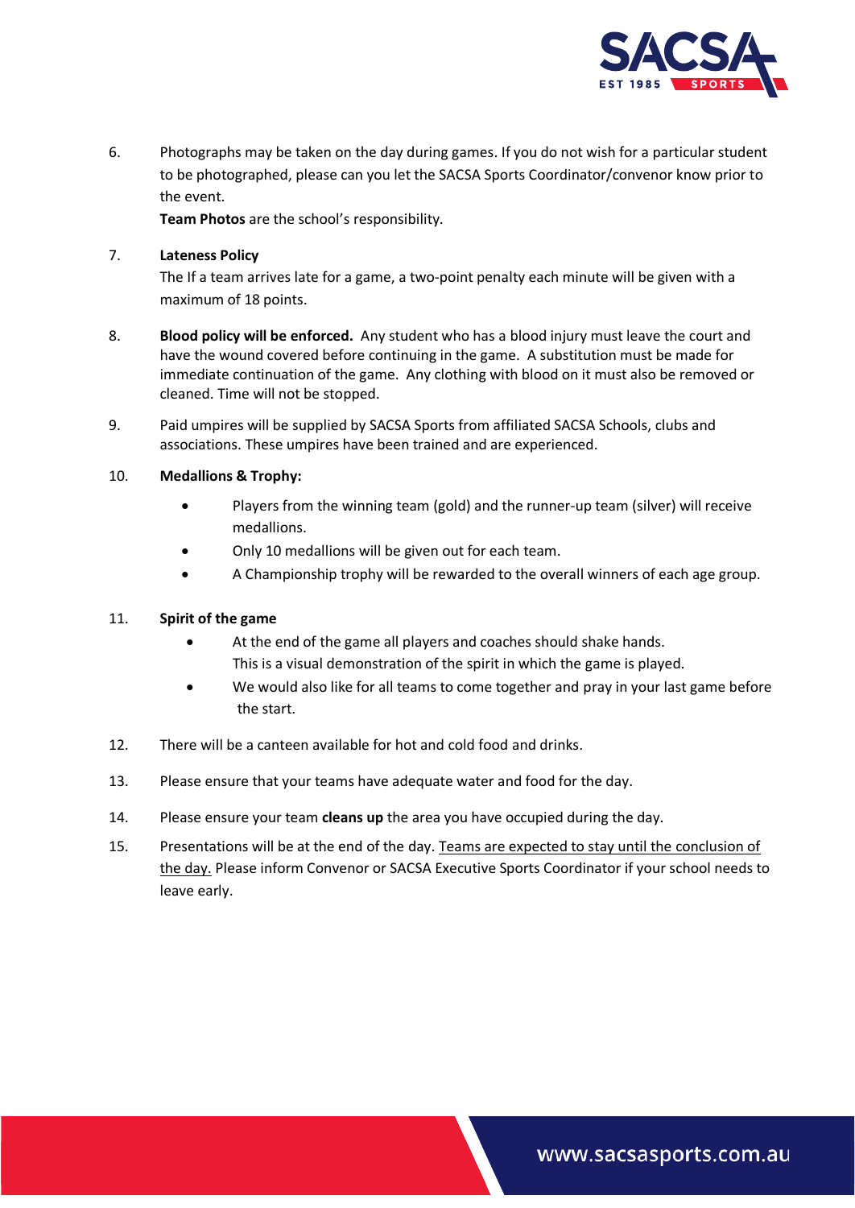6. Photographs may be taken on the day during games. If you do not wish for a particular student to be photographed, please can you let the SACSA Sports Coordinator/convenor know prior to the event.

   **Team Photos** are the school's responsibility.

7. **Lateness Policy**

   The If a team arrives late for a game, a two-point penalty each minute will be given with a maximum of 18 points.

8. **Blood policy will be enforced.** Any student who has a blood injury must leave the court and have the wound covered before continuing in the game. A substitution must be made for immediate continuation of the game. Any clothing with blood on it must also be removed or cleaned. Time will not be stopped.

9. Paid umpires will be supplied by SACSA Sports from affiliated SACSA Schools, clubs and associations. These umpires have been trained and are experienced.

10. **Medallions & Trophy:**

    - Players from the winning team (gold) and the runner-up team (silver) will receive medallions.
    - Only 10 medallions will be given out for each team.
    - A Championship trophy will be rewarded to the overall winners of each age group.

11. **Spirit of the game**

    - At the end of the game all players and coaches should shake hands. This is a visual demonstration of the spirit in which the game is played.
    - We would also like for all teams to come together and pray in your last game before the start.

12. There will be a canteen available for hot and cold food and drinks.

13. Please ensure that your teams have adequate water and food for the day.

14. Please ensure your team **cleans up** the area you have occupied during the day.

15. Presentations will be at the end of the day. <u>Teams are expected to stay until the conclusion of the day.</u> Please inform Convenor or SACSA Executive Sports Coordinator if your school needs to leave early.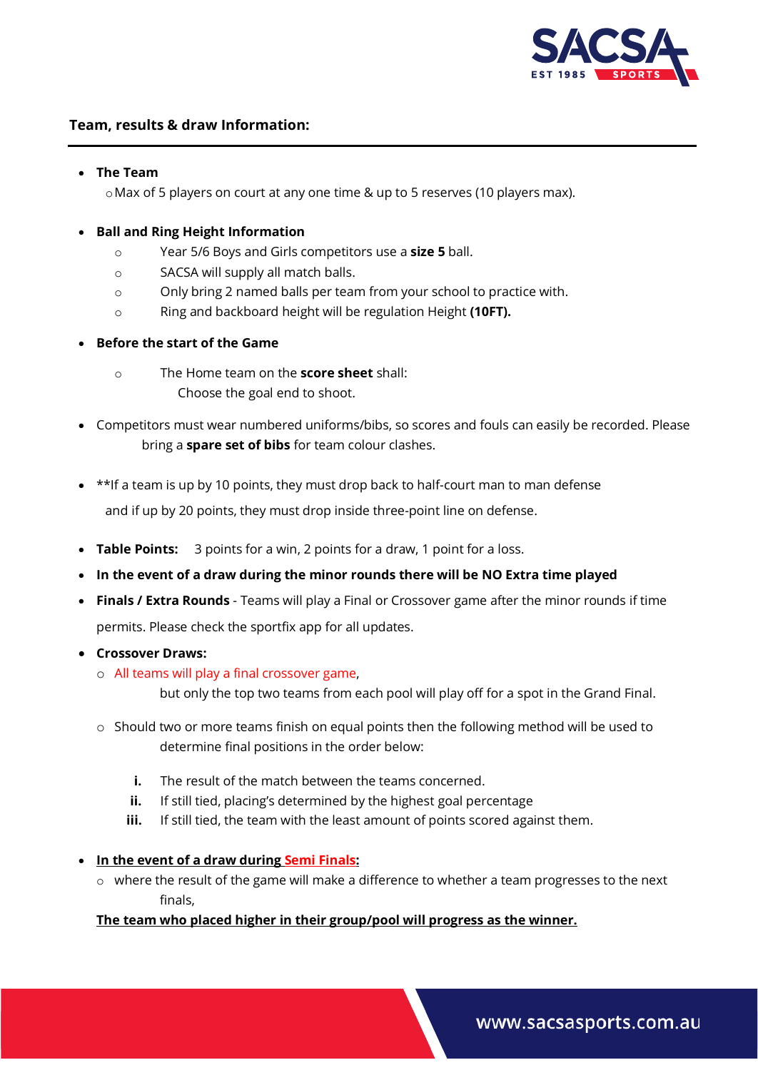## Team, results & draw Information:

- **The Team**
  - Max of 5 players on court at any one time & up to 5 reserves (10 players max).

- **Ball and Ring Height Information**
  - Year 5/6 Boys and Girls competitors use a **size 5** ball.
  - SACSA will supply all match balls.
  - Only bring 2 named balls per team from your school to practice with.
  - Ring and backboard height will be regulation Height **(10FT).**

- **Before the start of the Game**
  - The Home team on the **score sheet** shall:
    Choose the goal end to shoot.

- Competitors must wear numbered uniforms/bibs, so scores and fouls can easily be recorded. Please bring a **spare set of bibs** for team colour clashes.

- **If a team is up by 10 points, they must drop back to half-court man to man defense and if up by 20 points, they must drop inside three-point line on defense.

- **Table Points:** 3 points for a win, 2 points for a draw, 1 point for a loss.

- **In the event of a draw during the minor rounds there will be NO Extra time played**

- **Finals / Extra Rounds** - Teams will play a Final or Crossover game after the minor rounds if time permits. Please check the sportfix app for all updates.

- **Crossover Draws:**
  - All teams will play a final crossover game, but only the top two teams from each pool will play off for a spot in the Grand Final.
  - Should two or more teams finish on equal points then the following method will be used to determine final positions in the order below:
    i. The result of the match between the teams concerned.
    ii. If still tied, placing's determined by the highest goal percentage
    iii. If still tied, the team with the least amount of points scored against them.

- **In the event of a draw during Semi Finals:**
  - where the result of the game will make a difference to whether a team progresses to the next finals,

  **The team who placed higher in their group/pool will progress as the winner.**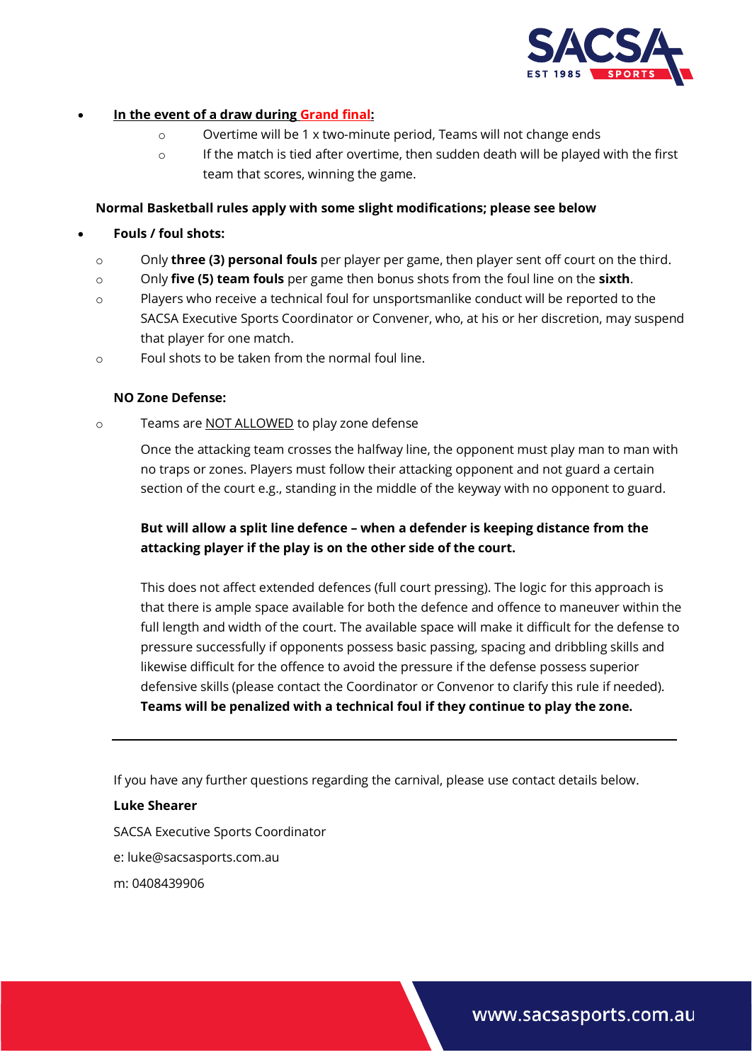- **<u>In the event of a draw during Grand final:</u>**
  - Overtime will be 1 x two-minute period, Teams will not change ends
  - If the match is tied after overtime, then sudden death will be played with the first team that scores, winning the game.

**Normal Basketball rules apply with some slight modifications; please see below**

- **Fouls / foul shots:**
  - Only **three (3) personal fouls** per player per game, then player sent off court on the third.
  - Only **five (5) team fouls** per game then bonus shots from the foul line on the **sixth**.
  - Players who receive a technical foul for unsportsmanlike conduct will be reported to the SACSA Executive Sports Coordinator or Convener, who, at his or her discretion, may suspend that player for one match.
  - Foul shots to be taken from the normal foul line.

**NO Zone Defense:**

- Teams are <u>NOT ALLOWED</u> to play zone defense

  Once the attacking team crosses the halfway line, the opponent must play man to man with no traps or zones. Players must follow their attacking opponent and not guard a certain section of the court e.g., standing in the middle of the keyway with no opponent to guard.

  **But will allow a split line defence – when a defender is keeping distance from the attacking player if the play is on the other side of the court.**

  This does not affect extended defences (full court pressing). The logic for this approach is that there is ample space available for both the defence and offence to maneuver within the full length and width of the court. The available space will make it difficult for the defense to pressure successfully if opponents possess basic passing, spacing and dribbling skills and likewise difficult for the offence to avoid the pressure if the defense possess superior defensive skills (please contact the Coordinator or Convenor to clarify this rule if needed). **Teams will be penalized with a technical foul if they continue to play the zone.**

---

If you have any further questions regarding the carnival, please use contact details below.

**Luke Shearer**

SACSA Executive Sports Coordinator

e: luke@sacsasports.com.au

m: 0408439906